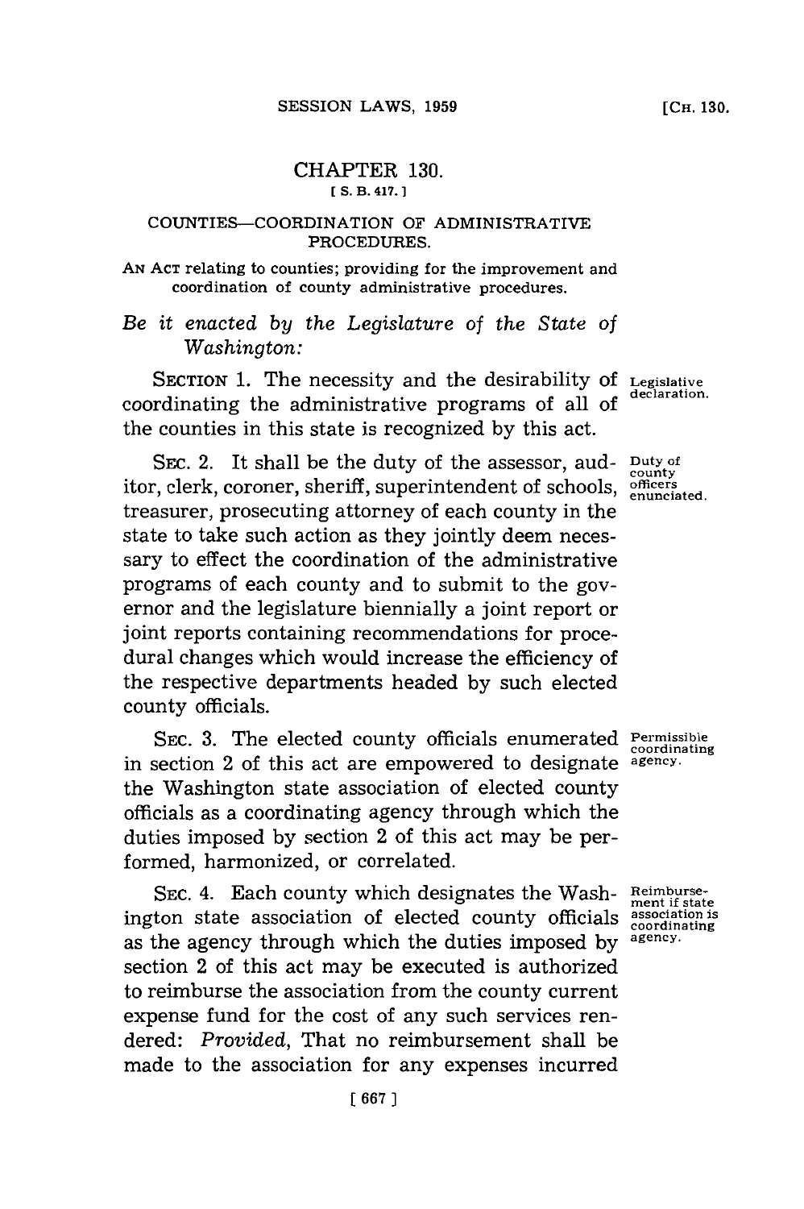# CHAPTER 130.

[ S. B. 417. ]

## COUNTIES—COORDINATION OF ADMINISTRATIVE PROCEDURES.

AN ACT relating to counties; providing for the improvement and coordination of county administrative procedures.

*Be it enacted by the Legislature of the State of Washington:*

SECTION 1. The necessity and the desirability of coordinating the administrative programs of all of the counties in this state is recognized by this act.

Legislative declaration.

SEC. 2. It shall be the duty of the assessor, auditor, clerk, coroner, sheriff, superintendent of schools, treasurer, prosecuting attorney of each county in the state to take such action as they jointly deem necessary to effect the coordination of the administrative programs of each county and to submit to the governor and the legislature biennially a joint report or joint reports containing recommendations for procedural changes which would increase the efficiency of the respective departments headed by such elected county officials.

Duty of county officers enunciated.

SEC. 3. The elected county officials enumerated in section 2 of this act are empowered to designate the Washington state association of elected county officials as a coordinating agency through which the duties imposed by section 2 of this act may be performed, harmonized, or correlated.

Permissible coordinating agency.

SEC. 4. Each county which designates the Washington state association of elected county officials as the agency through which the duties imposed by section 2 of this act may be executed is authorized to reimburse the association from the county current expense fund for the cost of any such services rendered: *Provided*, That no reimbursement shall be made to the association for any expenses incurred

Reimbursement if state association is coordinating agency.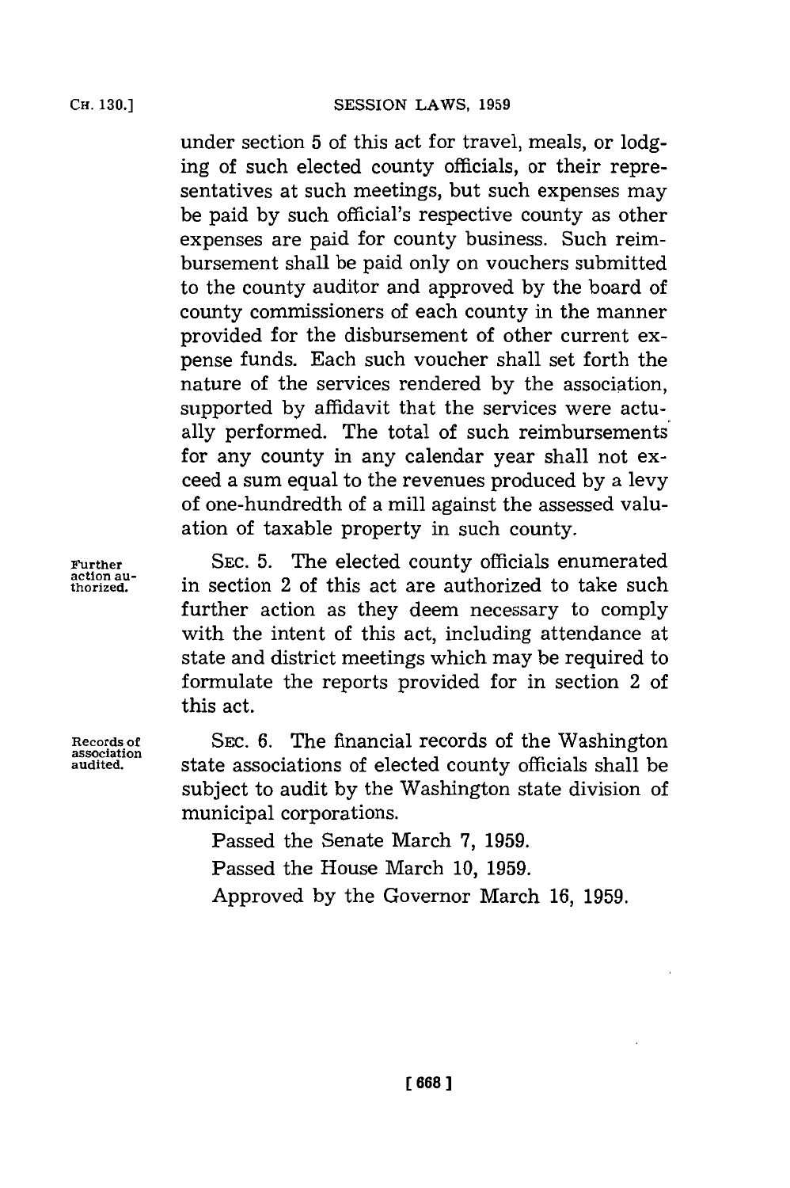under section 5 of this act for travel, meals, or lodging of such elected county officials, or their representatives at such meetings, but such expenses may be paid by such official's respective county as other expenses are paid for county business. Such reimbursement shall be paid only on vouchers submitted to the county auditor and approved by the board of county commissioners of each county in the manner provided for the disbursement of other current expense funds. Each such voucher shall set forth the nature of the services rendered by the association, supported by affidavit that the services were actually performed. The total of such reimbursements for any county in any calendar year shall not exceed a sum equal to the revenues produced by a levy of one-hundredth of a mill against the assessed valuation of taxable property in such county.

Further action authorized.

SEC. 5. The elected county officials enumerated in section 2 of this act are authorized to take such further action as they deem necessary to comply with the intent of this act, including attendance at state and district meetings which may be required to formulate the reports provided for in section 2 of this act.

Records of association audited.

SEC. 6. The financial records of the Washington state associations of elected county officials shall be subject to audit by the Washington state division of municipal corporations.

Passed the Senate March 7, 1959.

Passed the House March 10, 1959.

Approved by the Governor March 16, 1959.